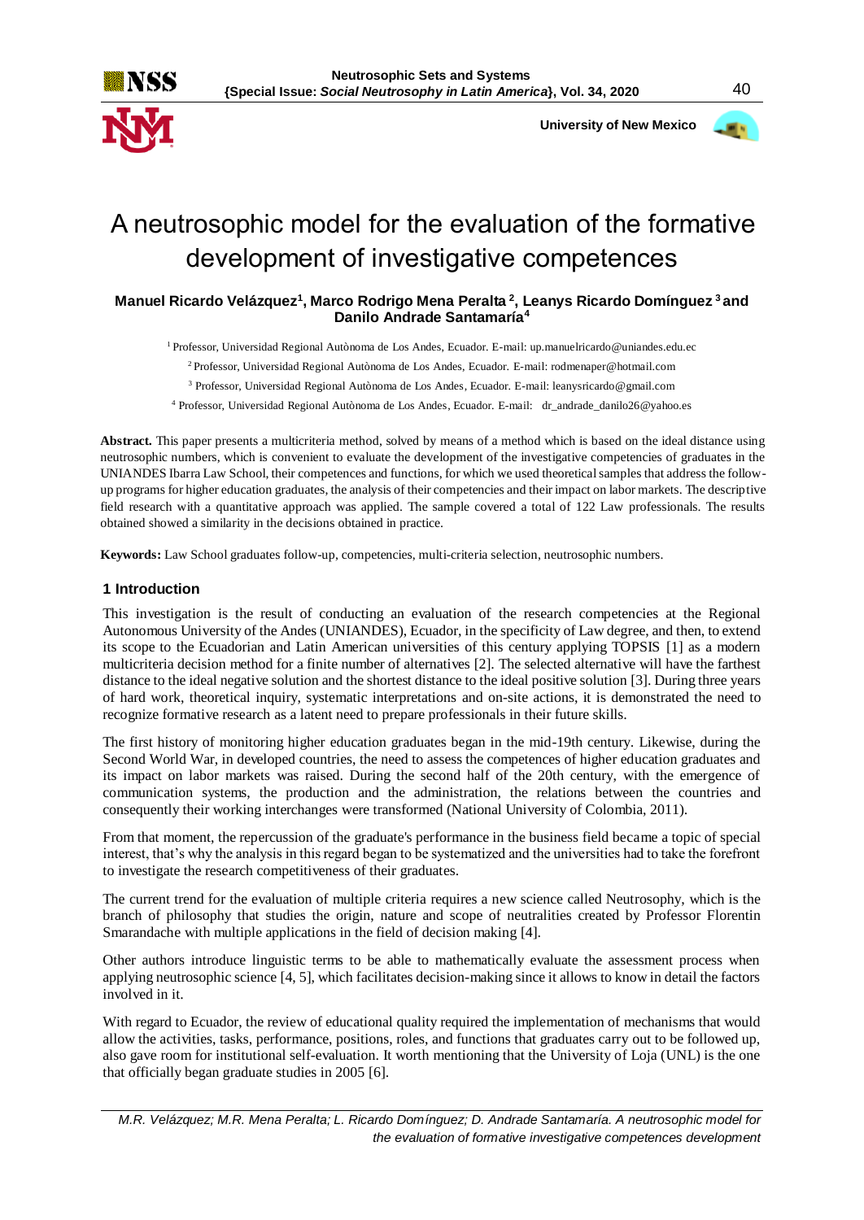# A neutrosophic model for the evaluation of the formative development of investigative competences

**Manuel Ricardo Velázquez[1], Marco Rodrigo Mena Peralta [2], Leanys Ricardo Domínguez [3] and Danilo Andrade Santamaría[4]**

[1] Professor, Universidad Regional Autònoma de Los Andes, Ecuador. E-mail: up.manuelricardo@uniandes.edu.ec

[2] Professor, Universidad Regional Autònoma de Los Andes, Ecuador. E-mail: rodmenaper@hotmail.com

[3] Professor, Universidad Regional Autònoma de Los Andes, Ecuador. E-mail: leanysricardo@gmail.com

[4] Professor, Universidad Regional Autònoma de Los Andes, Ecuador. E-mail: dr_andrade_danilo26@yahoo.es

**Abstract.** This paper presents a multicriteria method, solved by means of a method which is based on the ideal distance using neutrosophic numbers, which is convenient to evaluate the development of the investigative competencies of graduates in the UNIANDES Ibarra Law School, their competences and functions, for which we used theoretical samples that address the follow-up programs for higher education graduates, the analysis of their competencies and their impact on labor markets. The descriptive field research with a quantitative approach was applied. The sample covered a total of 122 Law professionals. The results obtained showed a similarity in the decisions obtained in practice.

**Keywords:** Law School graduates follow-up, competencies, multi-criteria selection, neutrosophic numbers.

## 1 Introduction

This investigation is the result of conducting an evaluation of the research competencies at the Regional Autonomous University of the Andes (UNIANDES), Ecuador, in the specificity of Law degree, and then, to extend its scope to the Ecuadorian and Latin American universities of this century applying TOPSIS [1] as a modern multicriteria decision method for a finite number of alternatives [2]. The selected alternative will have the farthest distance to the ideal negative solution and the shortest distance to the ideal positive solution [3]. During three years of hard work, theoretical inquiry, systematic interpretations and on-site actions, it is demonstrated the need to recognize formative research as a latent need to prepare professionals in their future skills.

The first history of monitoring higher education graduates began in the mid-19th century. Likewise, during the Second World War, in developed countries, the need to assess the competences of higher education graduates and its impact on labor markets was raised. During the second half of the 20th century, with the emergence of communication systems, the production and the administration, the relations between the countries and consequently their working interchanges were transformed (National University of Colombia, 2011).

From that moment, the repercussion of the graduate's performance in the business field became a topic of special interest, that's why the analysis in this regard began to be systematized and the universities had to take the forefront to investigate the research competitiveness of their graduates.

The current trend for the evaluation of multiple criteria requires a new science called Neutrosophy, which is the branch of philosophy that studies the origin, nature and scope of neutralities created by Professor Florentin Smarandache with multiple applications in the field of decision making [4].

Other authors introduce linguistic terms to be able to mathematically evaluate the assessment process when applying neutrosophic science [4, 5], which facilitates decision-making since it allows to know in detail the factors involved in it.

With regard to Ecuador, the review of educational quality required the implementation of mechanisms that would allow the activities, tasks, performance, positions, roles, and functions that graduates carry out to be followed up, also gave room for institutional self-evaluation. It worth mentioning that the University of Loja (UNL) is the one that officially began graduate studies in 2005 [6].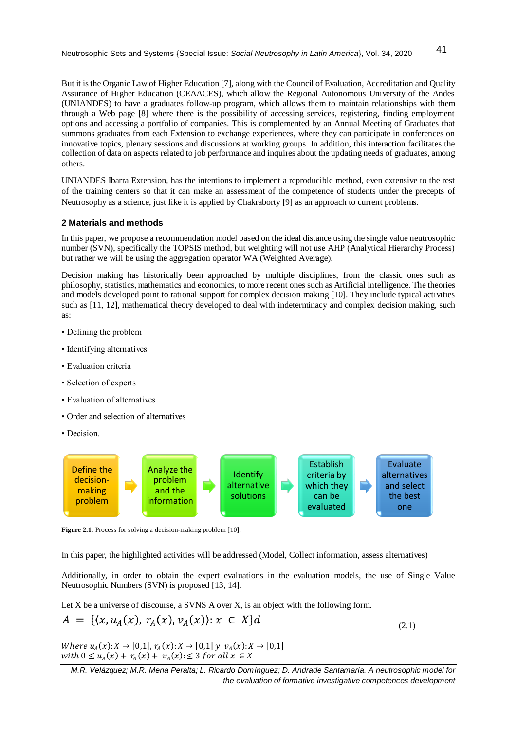But it is the Organic Law of Higher Education [7], along with the Council of Evaluation, Accreditation and Quality Assurance of Higher Education (CEAACES), which allow the Regional Autonomous University of the Andes (UNIANDES) to have a graduates follow-up program, which allows them to maintain relationships with them through a Web page [8] where there is the possibility of accessing services, registering, finding employment options and accessing a portfolio of companies. This is complemented by an Annual Meeting of Graduates that summons graduates from each Extension to exchange experiences, where they can participate in conferences on innovative topics, plenary sessions and discussions at working groups. In addition, this interaction facilitates the collection of data on aspects related to job performance and inquires about the updating needs of graduates, among others.

UNIANDES Ibarra Extension, has the intentions to implement a reproducible method, even extensive to the rest of the training centers so that it can make an assessment of the competence of students under the precepts of Neutrosophy as a science, just like it is applied by Chakraborty [9] as an approach to current problems.

## 2 Materials and methods

In this paper, we propose a recommendation model based on the ideal distance using the single value neutrosophic number (SVN), specifically the TOPSIS method, but weighting will not use AHP (Analytical Hierarchy Process) but rather we will be using the aggregation operator WA (Weighted Average).

Decision making has historically been approached by multiple disciplines, from the classic ones such as philosophy, statistics, mathematics and economics, to more recent ones such as Artificial Intelligence. The theories and models developed point to rational support for complex decision making [10]. They include typical activities such as [11, 12], mathematical theory developed to deal with indeterminacy and complex decision making, such as:

- Defining the problem
- Identifying alternatives
- Evaluation criteria
- Selection of experts
- Evaluation of alternatives
- Order and selection of alternatives
- Decision.

Define the decision-making problem → Analyze the problem and the information → Identify alternative solutions → Establish criteria by which they can be evaluated → Evaluate alternatives and select the best one

**Figure 2.1**. Process for solving a decision-making problem [10].

In this paper, the highlighted activities will be addressed (Model, Collect information, assess alternatives)

Additionally, in order to obtain the expert evaluations in the evaluation models, the use of Single Value Neutrosophic Numbers (SVN) is proposed [13, 14].

Let X be a universe of discourse, a SVNS A over X, is an object with the following form.

$$A = \{\langle x, u_A(x), r_A(x), v_A(x) \rangle : x \in X\}d \tag{2.1}$$

*Where* $u_A(x): X \to [0,1]$, $r_A(x): X \to [0,1]$ *y* $v_A(x): X \to [0,1]$ *with* $0 \le u_A(x) + r_A(x) + v_A(x): \le 3$ *for all* $x \in X$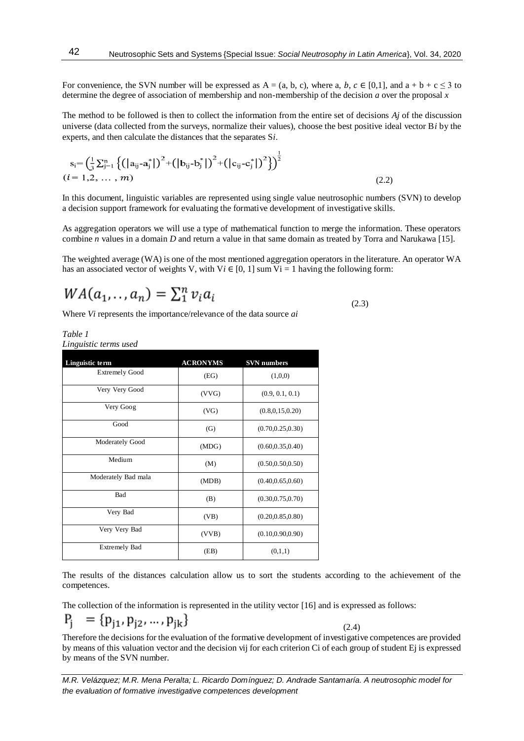For convenience, the SVN number will be expressed as A = (a, b, c), where a, $b, c \in [0,1]$, and $a + b + c \leq 3$ to determine the degree of association of membership and non-membership of the decision *a* over the proposal *x*

The method to be followed is then to collect the information from the entire set of decisions *Aj* of the discussion universe (data collected from the surveys, normalize their values), choose the best positive ideal vector B*i* by the experts, and then calculate the distances that the separates S*i*.

$$s_i = \left(\frac{1}{3}\sum_{j=1}^{n}\left\{\left(\left|a_{ij}-a_j^*\right|\right)^2+\left(\left|b_{ij}-b_j^*\right|\right)^2+\left(\left|c_{ij}-c_j^*\right|\right)^2\right\}\right)^{\frac{1}{2}}$$
$$(i = 1,2, \ldots, m) \tag{2.2}$$

In this document, linguistic variables are represented using single value neutrosophic numbers (SVN) to develop a decision support framework for evaluating the formative development of investigative skills.

As aggregation operators we will use a type of mathematical function to merge the information. These operators combine *n* values in a domain *D* and return a value in that same domain as treated by Torra and Narukawa [15].

The weighted average (WA) is one of the most mentioned aggregation operators in the literature. An operator WA has an associated vector of weights V, with $Vi \in [0, 1]$ sum $Vi = 1$ having the following form:

$$WA(a_1, \ldots, a_n) = \sum_1^n v_i a_i \tag{2.3}$$

Where *Vi* represents the importance/relevance of the data source *ai*

*Table 1*
*Linguistic terms used*

| Linguistic term | ACRONYMS | SVN numbers |
|---|---|---|
| Extremely Good | (EG) | (1,0,0) |
| Very Very Good | (VVG) | (0.9, 0.1, 0.1) |
| Very Goog | (VG) | (0.8,0,15,0.20) |
| Good | (G) | (0.70,0.25,0.30) |
| Moderately Good | (MDG) | (0.60,0.35,0.40) |
| Medium | (M) | (0.50,0.50,0.50) |
| Moderately Bad mala | (MDB) | (0.40,0.65,0.60) |
| Bad | (B) | (0.30,0.75,0.70) |
| Very Bad | (VB) | (0.20,0.85,0.80) |
| Very Very Bad | (VVB) | (0.10,0.90,0.90) |
| Extremely Bad | (EB) | (0,1,1) |

The results of the distances calculation allow us to sort the students according to the achievement of the competences.

The collection of the information is represented in the utility vector [16] and is expressed as follows:

$$P_j = \{p_{j1}, p_{j2}, \ldots, p_{jk}\} \tag{2.4}$$

Therefore the decisions for the evaluation of the formative development of investigative competences are provided by means of this valuation vector and the decision vij for each criterion Ci of each group of student Ej is expressed by means of the SVN number.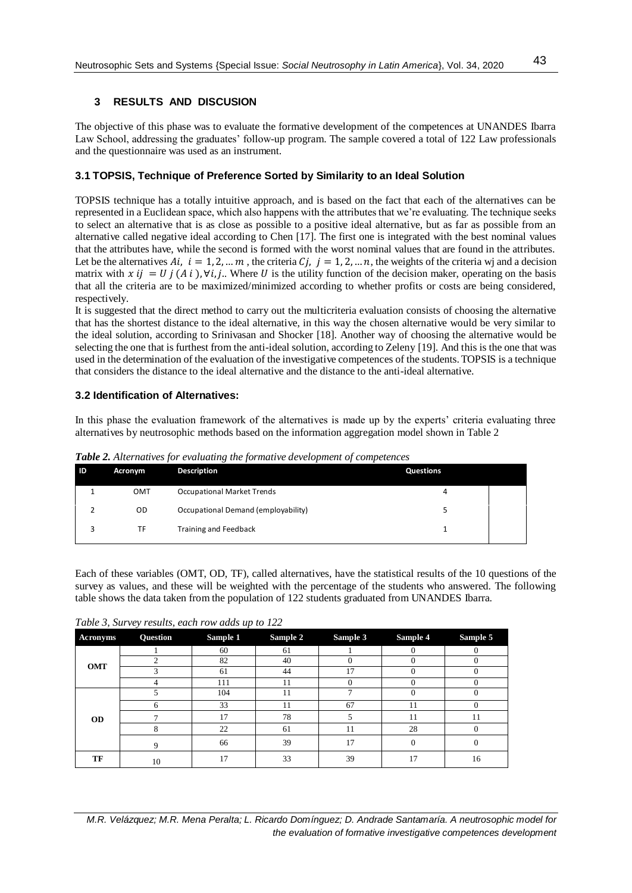## 3 RESULTS AND DISCUSION

The objective of this phase was to evaluate the formative development of the competences at UNANDES Ibarra Law School, addressing the graduates' follow-up program. The sample covered a total of 122 Law professionals and the questionnaire was used as an instrument.

### 3.1 TOPSIS, Technique of Preference Sorted by Similarity to an Ideal Solution

TOPSIS technique has a totally intuitive approach, and is based on the fact that each of the alternatives can be represented in a Euclidean space, which also happens with the attributes that we're evaluating. The technique seeks to select an alternative that is as close as possible to a positive ideal alternative, but as far as possible from an alternative called negative ideal according to Chen [17]. The first one is integrated with the best nominal values that the attributes have, while the second is formed with the worst nominal values that are found in the attributes.
Let be the alternatives $Ai,\ i = 1, 2, \ldots m$ , the criteria $Cj,\ j = 1, 2, \ldots n$, the weights of the criteria wj and a decision matrix with $x\,ij\ = U\,j\,(A\,i\,), \forall i, j$.. Where $U$ is the utility function of the decision maker, operating on the basis that all the criteria are to be maximized/minimized according to whether profits or costs are being considered, respectively.
It is suggested that the direct method to carry out the multicriteria evaluation consists of choosing the alternative that has the shortest distance to the ideal alternative, in this way the chosen alternative would be very similar to the ideal solution, according to Srinivasan and Shocker [18]. Another way of choosing the alternative would be selecting the one that is furthest from the anti-ideal solution, according to Zeleny [19]. And this is the one that was used in the determination of the evaluation of the investigative competences of the students. TOPSIS is a technique that considers the distance to the ideal alternative and the distance to the anti-ideal alternative.

### 3.2 Identification of Alternatives:

In this phase the evaluation framework of the alternatives is made up by the experts' criteria evaluating three alternatives by neutrosophic methods based on the information aggregation model shown in Table 2

***Table 2.*** *Alternatives for evaluating the formative development of competences*

| ID | Acronym | Description | Questions | |
|---|---|---|---|---|
| 1 | OMT | Occupational Market Trends | 4 | |
| 2 | OD | Occupational Demand (employability) | 5 | |
| 3 | TF | Training and Feedback | 1 | |

Each of these variables (OMT, OD, TF), called alternatives, have the statistical results of the 10 questions of the survey as values, and these will be weighted with the percentage of the students who answered. The following table shows the data taken from the population of 122 students graduated from UNANDES Ibarra.

*Table 3, Survey results, each row adds up to 122*

| Acronyms | Question | Sample 1 | Sample 2 | Sample 3 | Sample 4 | Sample 5 |
|---|---|---|---|---|---|---|
| OMT | 1 | 60 | 61 | 1 | 0 | 0 |
| | 2 | 82 | 40 | 0 | 0 | 0 |
| | 3 | 61 | 44 | 17 | 0 | 0 |
| | 4 | 111 | 11 | 0 | 0 | 0 |
| OD | 5 | 104 | 11 | 7 | 0 | 0 |
| | 6 | 33 | 11 | 67 | 11 | 0 |
| | 7 | 17 | 78 | 5 | 11 | 11 |
| | 8 | 22 | 61 | 11 | 28 | 0 |
| | 9 | 66 | 39 | 17 | 0 | 0 |
| TF | 10 | 17 | 33 | 39 | 17 | 16 |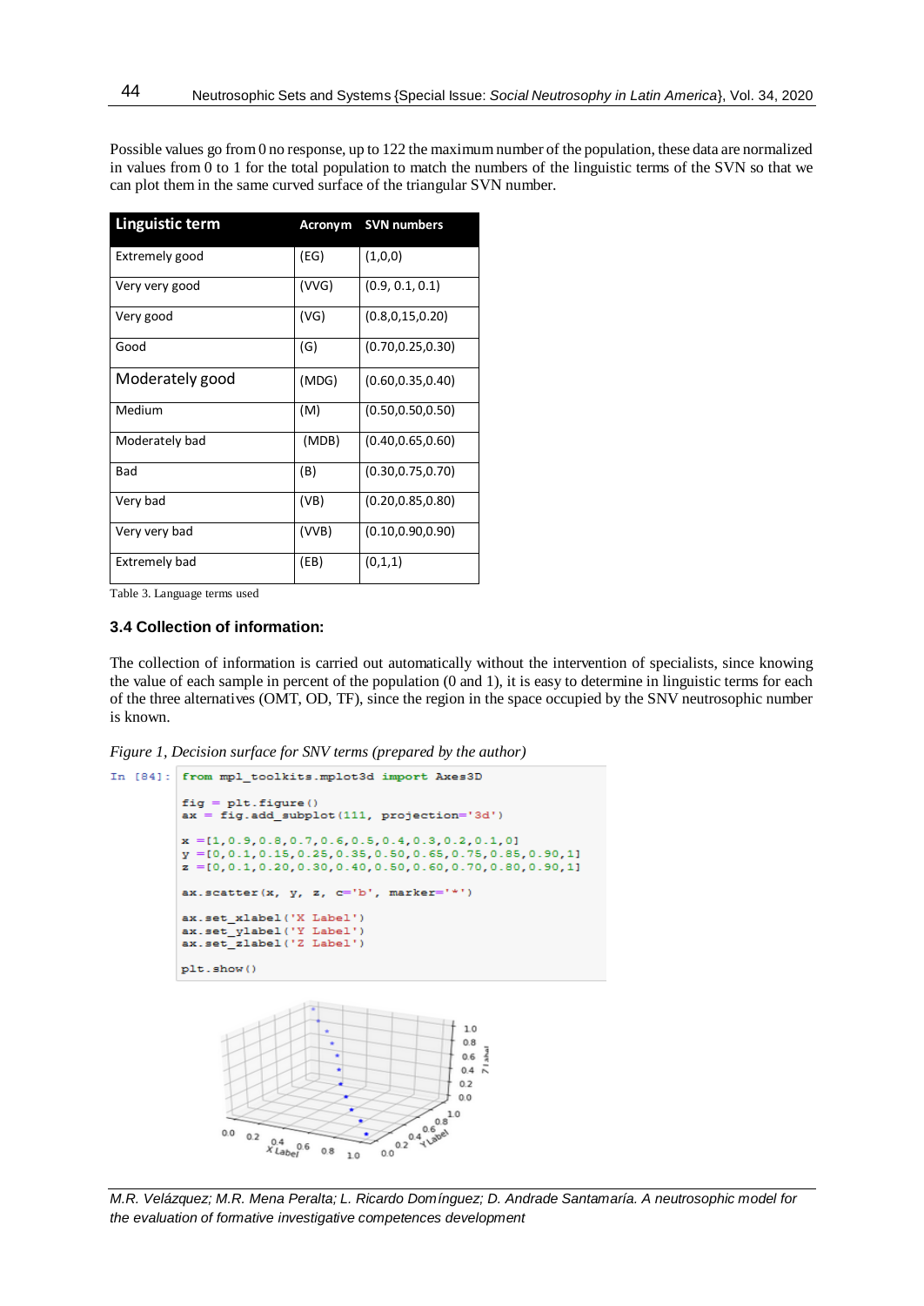Possible values go from 0 no response, up to 122 the maximum number of the population, these data are normalized in values from 0 to 1 for the total population to match the numbers of the linguistic terms of the SVN so that we can plot them in the same curved surface of the triangular SVN number.

| Linguistic term | Acronym | SVN numbers |
|---|---|---|
| Extremely good | (EG) | (1,0,0) |
| Very very good | (VVG) | (0.9, 0.1, 0.1) |
| Very good | (VG) | (0.8,0,15,0.20) |
| Good | (G) | (0.70,0.25,0.30) |
| Moderately good | (MDG) | (0.60,0.35,0.40) |
| Medium | (M) | (0.50,0.50,0.50) |
| Moderately bad | (MDB) | (0.40,0.65,0.60) |
| Bad | (B) | (0.30,0.75,0.70) |
| Very bad | (VB) | (0.20,0.85,0.80) |
| Very very bad | (VVB) | (0.10,0.90,0.90) |
| Extremely bad | (EB) | (0,1,1) |

Table 3. Language terms used

### 3.4 Collection of information:

The collection of information is carried out automatically without the intervention of specialists, since knowing the value of each sample in percent of the population (0 and 1), it is easy to determine in linguistic terms for each of the three alternatives (OMT, OD, TF), since the region in the space occupied by the SNV neutrosophic number is known.

*Figure 1, Decision surface for SNV terms (prepared by the author)*

```
In [84]: from mpl_toolkits.mplot3d import Axes3D

         fig = plt.figure()
         ax = fig.add_subplot(111, projection='3d')

         x =[1,0.9,0.8,0.7,0.6,0.5,0.4,0.3,0.2,0.1,0]
         y =[0,0.1,0.15,0.25,0.35,0.50,0.65,0.75,0.85,0.90,1]
         z =[0,0.1,0.20,0.30,0.40,0.50,0.60,0.70,0.80,0.90,1]

         ax.scatter(x, y, z, c='b', marker='*')

         ax.set_xlabel('X Label')
         ax.set_ylabel('Y Label')
         ax.set_zlabel('Z Label')

         plt.show()
```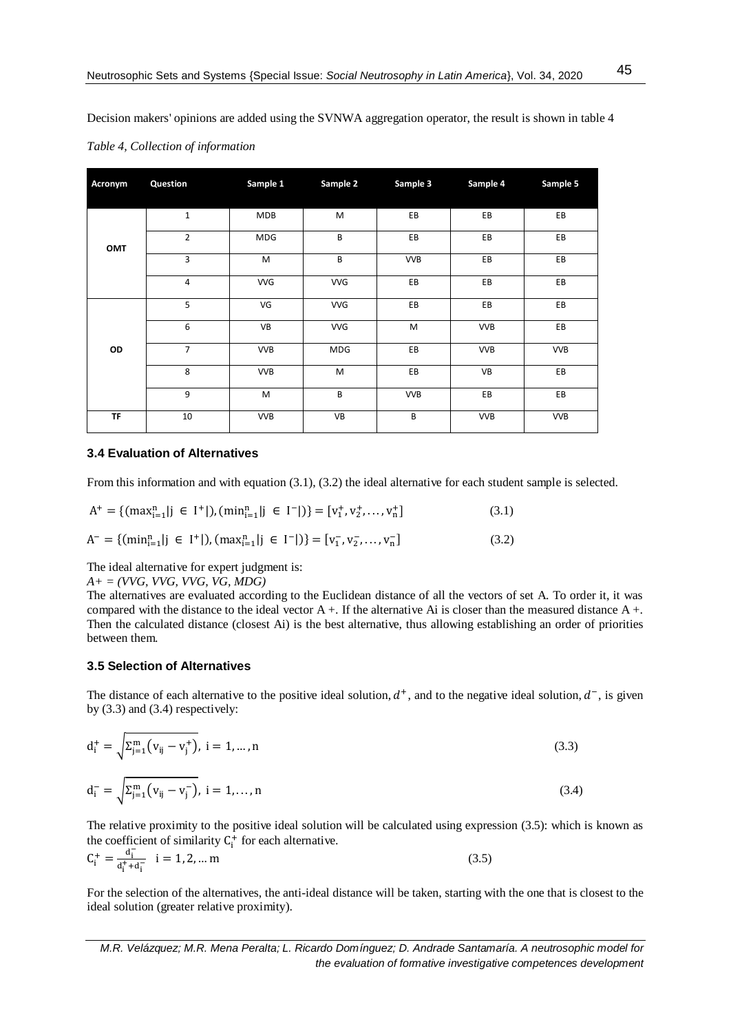Decision makers' opinions are added using the SVNWA aggregation operator, the result is shown in table 4

*Table 4, Collection of information*

| Acronym | Question | Sample 1 | Sample 2 | Sample 3 | Sample 4 | Sample 5 |
|---|---|---|---|---|---|---|
| OMT | 1 | MDB | M | EB | EB | EB |
| | 2 | MDG | B | EB | EB | EB |
| | 3 | M | B | VVB | EB | EB |
| | 4 | VVG | VVG | EB | EB | EB |
| OD | 5 | VG | VVG | EB | EB | EB |
| | 6 | VB | VVG | M | VVB | EB |
| | 7 | VVB | MDG | EB | VVB | VVB |
| | 8 | VVB | M | EB | VB | EB |
| | 9 | M | B | VVB | EB | EB |
| TF | 10 | VVB | VB | B | VVB | VVB |

### 3.4 Evaluation of Alternatives

From this information and with equation (3.1), (3.2) the ideal alternative for each student sample is selected.

$$A^{+} = \{(\max_{i=1}^{n} | j \in I^{+}|), (\min_{i=1}^{n} | j \in I^{-}|)\} = [v_1^{+}, v_2^{+}, \ldots, v_n^{+}] \quad (3.1)$$

$$A^{-} = \{(\min_{i=1}^{n} | j \in I^{+}|), (\max_{i=1}^{n} | j \in I^{-}|)\} = [v_1^{-}, v_2^{-}, \ldots, v_n^{-}] \quad (3.2)$$

The ideal alternative for expert judgment is:

*A+ = (VVG, VVG, VVG, VG, MDG)*

The alternatives are evaluated according to the Euclidean distance of all the vectors of set A. To order it, it was compared with the distance to the ideal vector A +. If the alternative Ai is closer than the measured distance A +. Then the calculated distance (closest Ai) is the best alternative, thus allowing establishing an order of priorities between them.

### 3.5 Selection of Alternatives

The distance of each alternative to the positive ideal solution, $d^{+}$, and to the negative ideal solution, $d^{-}$, is given by (3.3) and (3.4) respectively:

$$d_i^{+} = \sqrt{\Sigma_{j=1}^{m}\left(v_{ij} - v_j^{+}\right)}, \; i = 1, \ldots, n \quad (3.3)$$

$$d_i^{-} = \sqrt{\Sigma_{j=1}^{m}\left(v_{ij} - v_j^{-}\right)}, \; i = 1, \ldots, n \quad (3.4)$$

The relative proximity to the positive ideal solution will be calculated using expression (3.5): which is known as the coefficient of similarity $C_i^{+}$ for each alternative.

$$C_i^{+} = \frac{d_i^{-}}{d_i^{+} + d_i^{-}} \quad i = 1, 2, \ldots m \quad (3.5)$$

For the selection of the alternatives, the anti-ideal distance will be taken, starting with the one that is closest to the ideal solution (greater relative proximity).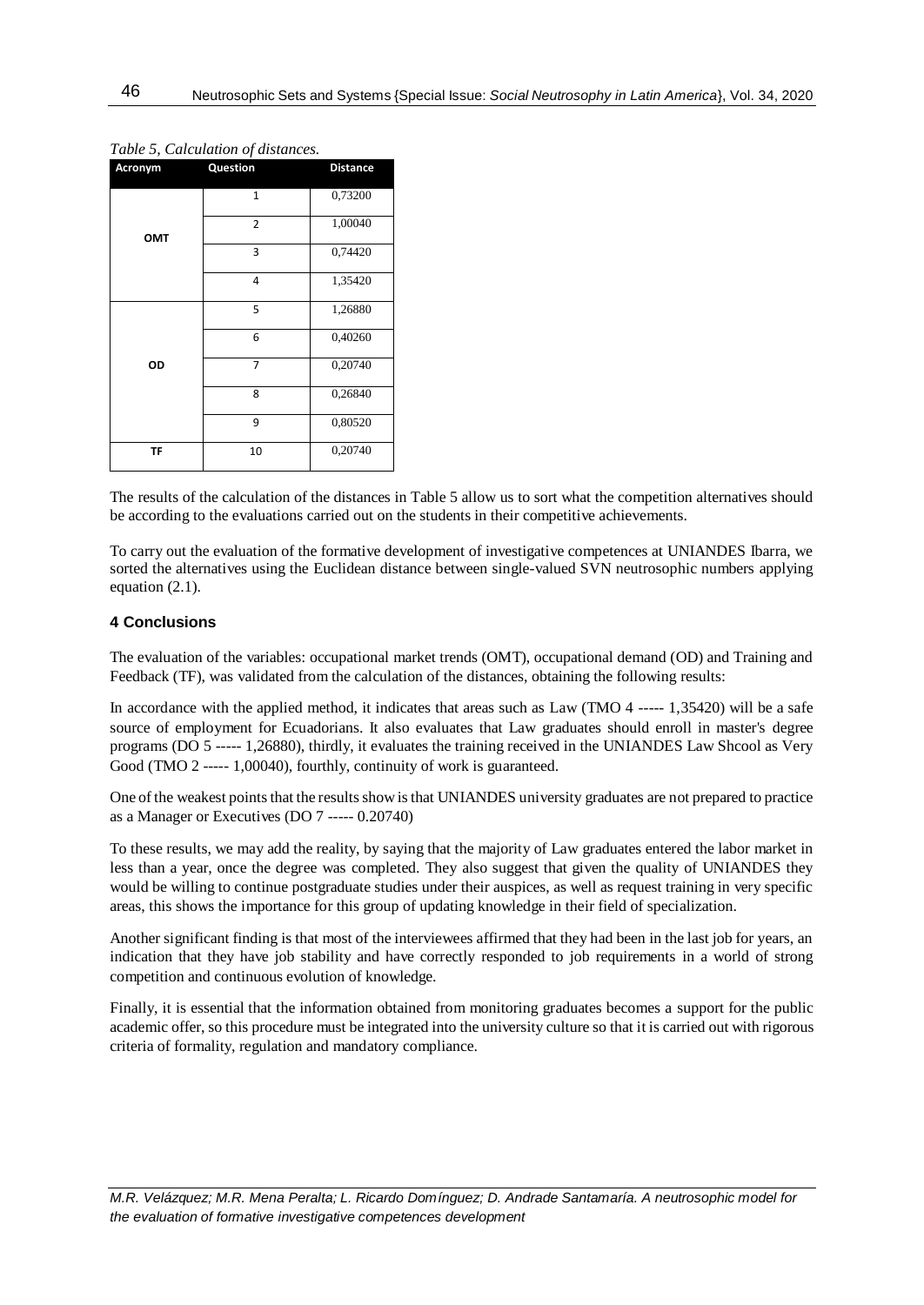*Table 5, Calculation of distances.*

| Acronym | Question | Distance |
|---|---|---|
| OMT | 1 | 0,73200 |
| | 2 | 1,00040 |
| | 3 | 0,74420 |
| | 4 | 1,35420 |
| OD | 5 | 1,26880 |
| | 6 | 0,40260 |
| | 7 | 0,20740 |
| | 8 | 0,26840 |
| | 9 | 0,80520 |
| TF | 10 | 0,20740 |

The results of the calculation of the distances in Table 5 allow us to sort what the competition alternatives should be according to the evaluations carried out on the students in their competitive achievements.

To carry out the evaluation of the formative development of investigative competences at UNIANDES Ibarra, we sorted the alternatives using the Euclidean distance between single-valued SVN neutrosophic numbers applying equation (2.1).

## 4 Conclusions

The evaluation of the variables: occupational market trends (OMT), occupational demand (OD) and Training and Feedback (TF), was validated from the calculation of the distances, obtaining the following results:

In accordance with the applied method, it indicates that areas such as Law (TMO 4 ----- 1,35420) will be a safe source of employment for Ecuadorians. It also evaluates that Law graduates should enroll in master's degree programs (DO 5 ----- 1,26880), thirdly, it evaluates the training received in the UNIANDES Law Shcool as Very Good (TMO 2 ----- 1,00040), fourthly, continuity of work is guaranteed.

One of the weakest points that the results show is that UNIANDES university graduates are not prepared to practice as a Manager or Executives (DO 7 ----- 0.20740)

To these results, we may add the reality, by saying that the majority of Law graduates entered the labor market in less than a year, once the degree was completed. They also suggest that given the quality of UNIANDES they would be willing to continue postgraduate studies under their auspices, as well as request training in very specific areas, this shows the importance for this group of updating knowledge in their field of specialization.

Another significant finding is that most of the interviewees affirmed that they had been in the last job for years, an indication that they have job stability and have correctly responded to job requirements in a world of strong competition and continuous evolution of knowledge.

Finally, it is essential that the information obtained from monitoring graduates becomes a support for the public academic offer, so this procedure must be integrated into the university culture so that it is carried out with rigorous criteria of formality, regulation and mandatory compliance.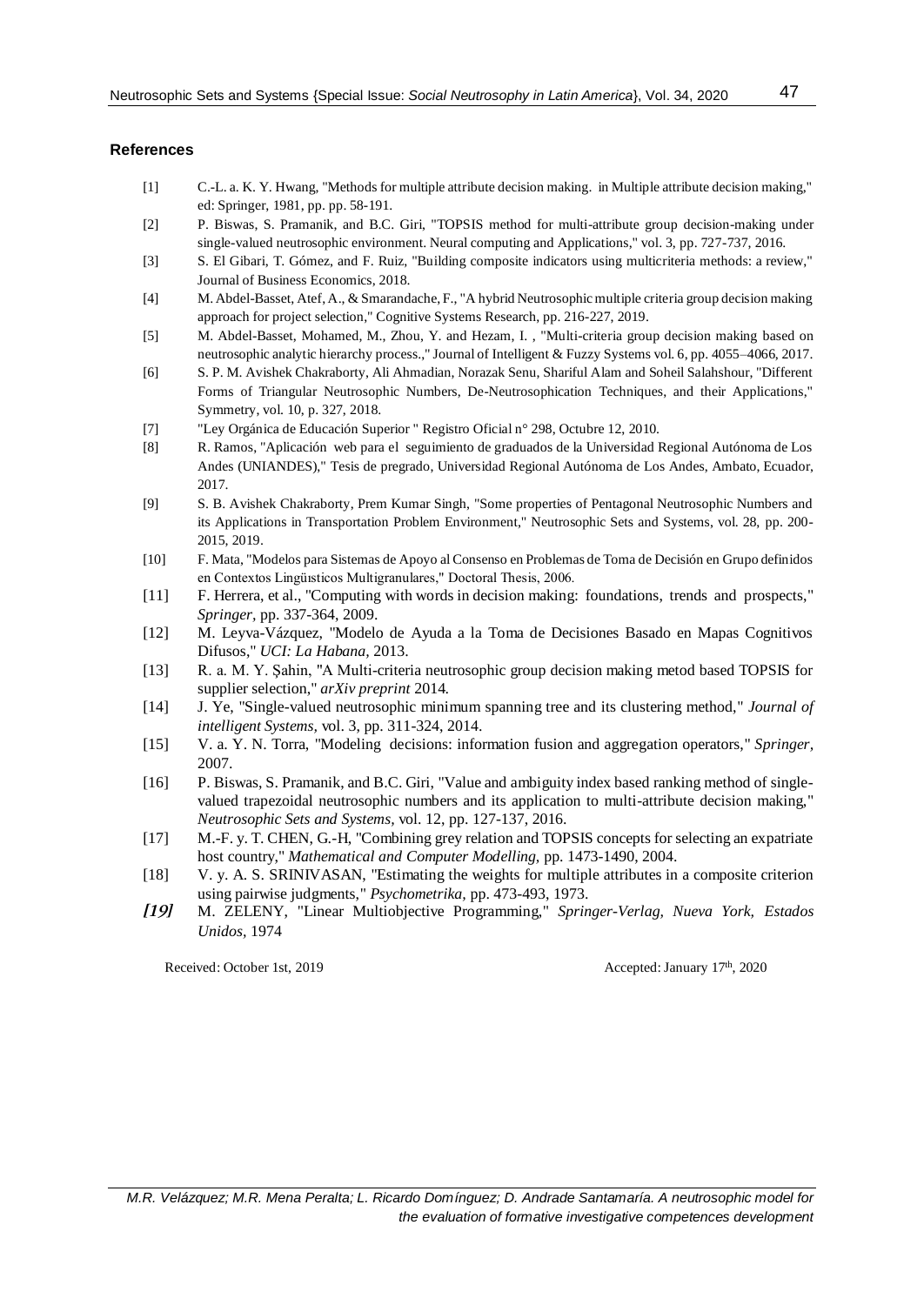## References

[1] C.-L. a. K. Y. Hwang, "Methods for multiple attribute decision making. in Multiple attribute decision making," ed: Springer, 1981, pp. pp. 58-191.

[2] P. Biswas, S. Pramanik, and B.C. Giri, "TOPSIS method for multi-attribute group decision-making under single-valued neutrosophic environment. Neural computing and Applications," vol. 3, pp. 727-737, 2016.

[3] S. El Gibari, T. Gómez, and F. Ruiz, "Building composite indicators using multicriteria methods: a review," Journal of Business Economics, 2018.

[4] M. Abdel-Basset, Atef, A., & Smarandache, F., "A hybrid Neutrosophic multiple criteria group decision making approach for project selection," Cognitive Systems Research, pp. 216-227, 2019.

[5] M. Abdel-Basset, Mohamed, M., Zhou, Y. and Hezam, I. , "Multi-criteria group decision making based on neutrosophic analytic hierarchy process.," Journal of Intelligent & Fuzzy Systems vol. 6, pp. 4055–4066, 2017.

[6] S. P. M. Avishek Chakraborty, Ali Ahmadian, Norazak Senu, Shariful Alam and Soheil Salahshour, "Different Forms of Triangular Neutrosophic Numbers, De-Neutrosophication Techniques, and their Applications," Symmetry, vol. 10, p. 327, 2018.

[7] "Ley Orgánica de Educación Superior " Registro Oficial n° 298, Octubre 12, 2010.

[8] R. Ramos, "Aplicación web para el seguimiento de graduados de la Universidad Regional Autónoma de Los Andes (UNIANDES)," Tesis de pregrado, Universidad Regional Autónoma de Los Andes, Ambato, Ecuador, 2017.

[9] S. B. Avishek Chakraborty, Prem Kumar Singh, "Some properties of Pentagonal Neutrosophic Numbers and its Applications in Transportation Problem Environment," Neutrosophic Sets and Systems, vol. 28, pp. 200-2015, 2019.

[10] F. Mata, "Modelos para Sistemas de Apoyo al Consenso en Problemas de Toma de Decisión en Grupo definidos en Contextos Lingüsticos Multigranulares," Doctoral Thesis, 2006.

[11] F. Herrera, et al., "Computing with words in decision making: foundations, trends and prospects," *Springer*, pp. 337-364, 2009.

[12] M. Leyva-Vázquez, "Modelo de Ayuda a la Toma de Decisiones Basado en Mapas Cognitivos Difusos," *UCI: La Habana*, 2013.

[13] R. a. M. Y. Şahin, "A Multi-criteria neutrosophic group decision making metod based TOPSIS for supplier selection," *arXiv preprint* 2014.

[14] J. Ye, "Single-valued neutrosophic minimum spanning tree and its clustering method," *Journal of intelligent Systems*, vol. 3, pp. 311-324, 2014.

[15] V. a. Y. N. Torra, "Modeling decisions: information fusion and aggregation operators," *Springer*, 2007.

[16] P. Biswas, S. Pramanik, and B.C. Giri, "Value and ambiguity index based ranking method of single-valued trapezoidal neutrosophic numbers and its application to multi-attribute decision making," *Neutrosophic Sets and Systems*, vol. 12, pp. 127-137, 2016.

[17] M.-F. y. T. CHEN, G.-H, "Combining grey relation and TOPSIS concepts for selecting an expatriate host country," *Mathematical and Computer Modelling*, pp. 1473-1490, 2004.

[18] V. y. A. S. SRINIVASAN, "Estimating the weights for multiple attributes in a composite criterion using pairwise judgments," *Psychometrika*, pp. 473-493, 1973.

**[19]** M. ZELENY, "Linear Multiobjective Programming," *Springer-Verlag, Nueva York, Estados Unidos*, 1974

Received: October 1st, 2019 Accepted: January 17th, 2020